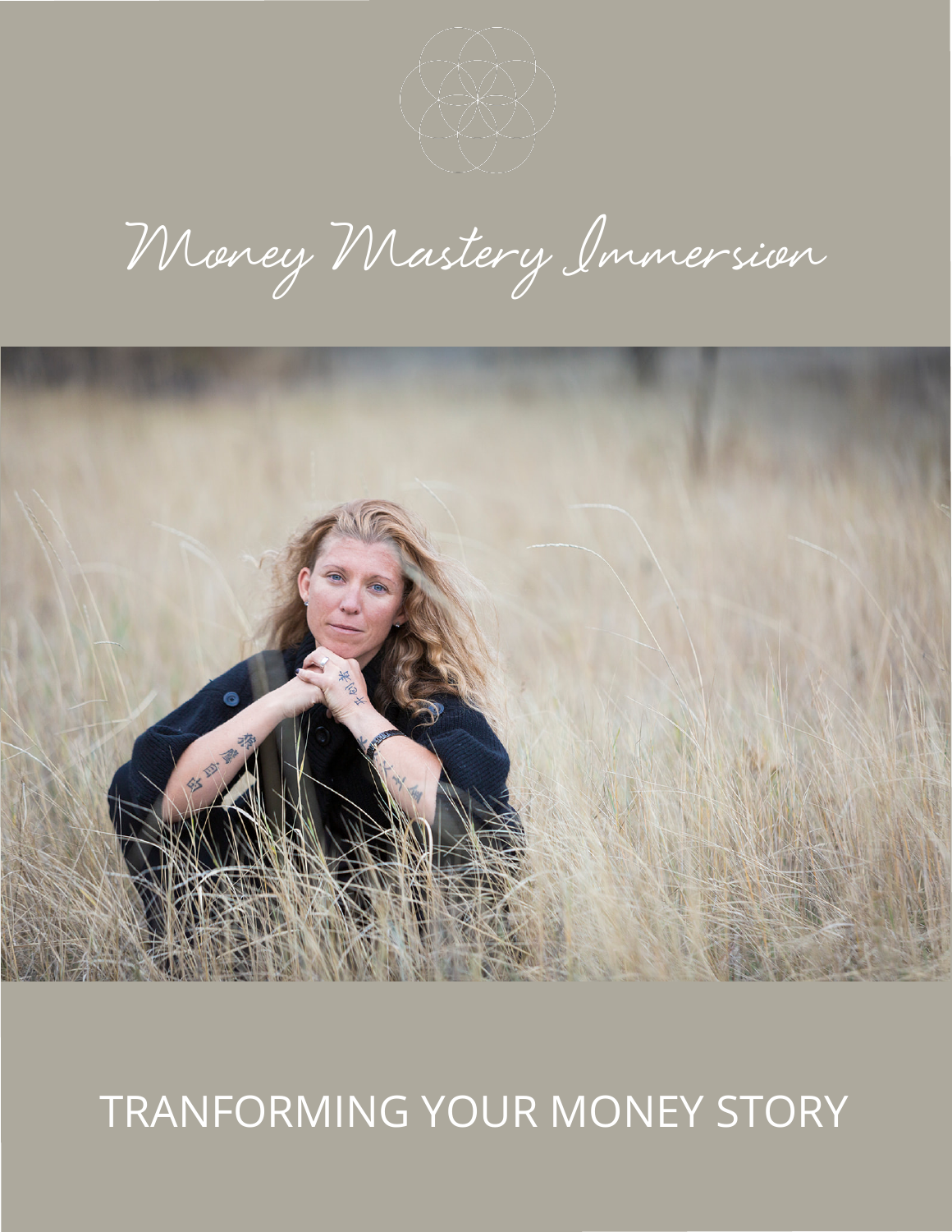# Money Mastery Immersion

## TRANFORMING YOUR MONEY STORY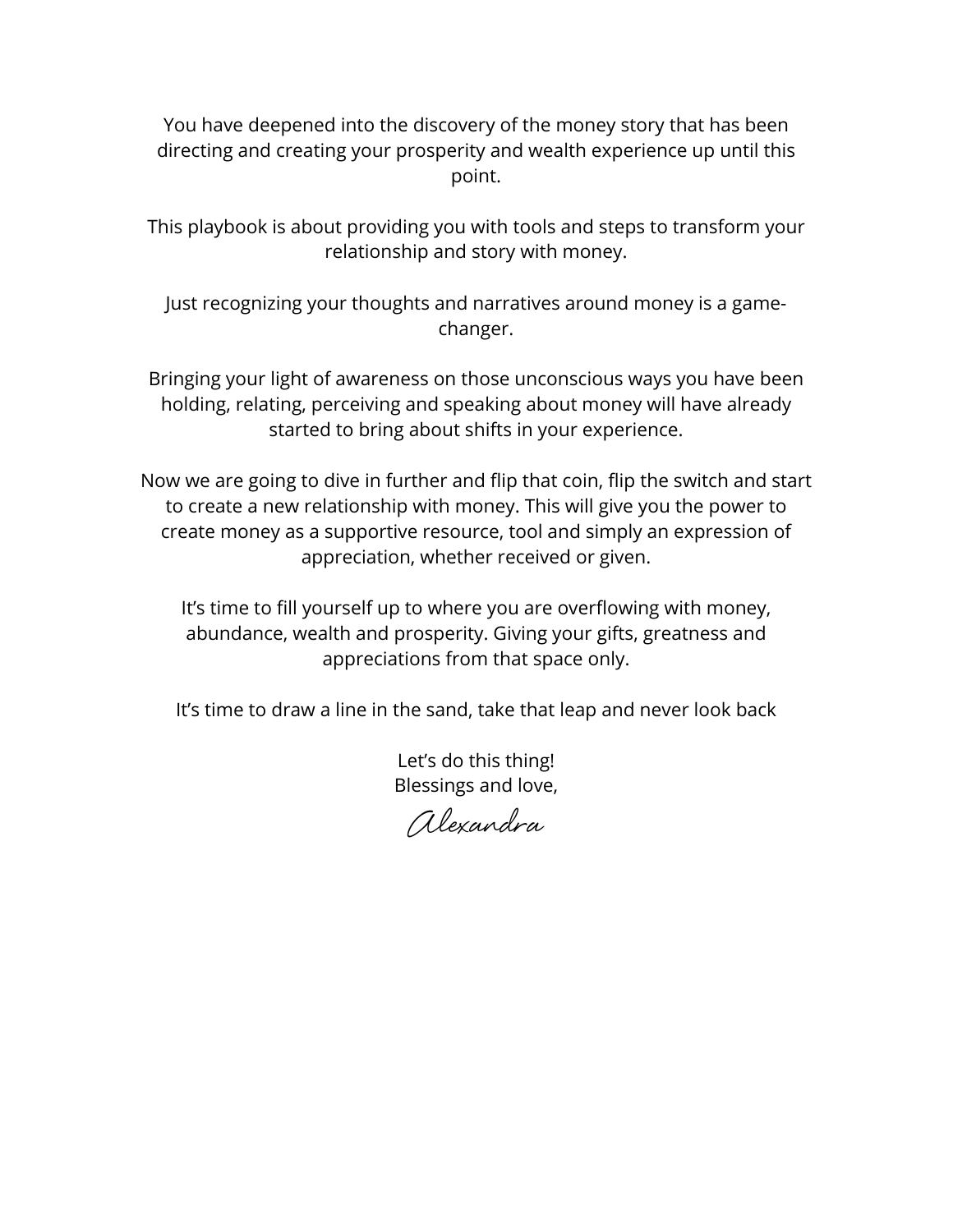You have deepened into the discovery of the money story that has been directing and creating your prosperity and wealth experience up until this point.

This playbook is about providing you with tools and steps to transform your relationship and story with money.

Just recognizing your thoughts and narratives around money is a game-changer.

Bringing your light of awareness on those unconscious ways you have been holding, relating, perceiving and speaking about money will have already started to bring about shifts in your experience.

Now we are going to dive in further and flip that coin, flip the switch and start to create a new relationship with money. This will give you the power to create money as a supportive resource, tool and simply an expression of appreciation, whether received or given.

It's time to fill yourself up to where you are overflowing with money, abundance, wealth and prosperity. Giving your gifts, greatness and appreciations from that space only.

It's time to draw a line in the sand, take that leap and never look back

Let's do this thing!
Blessings and love,

*Alexandra*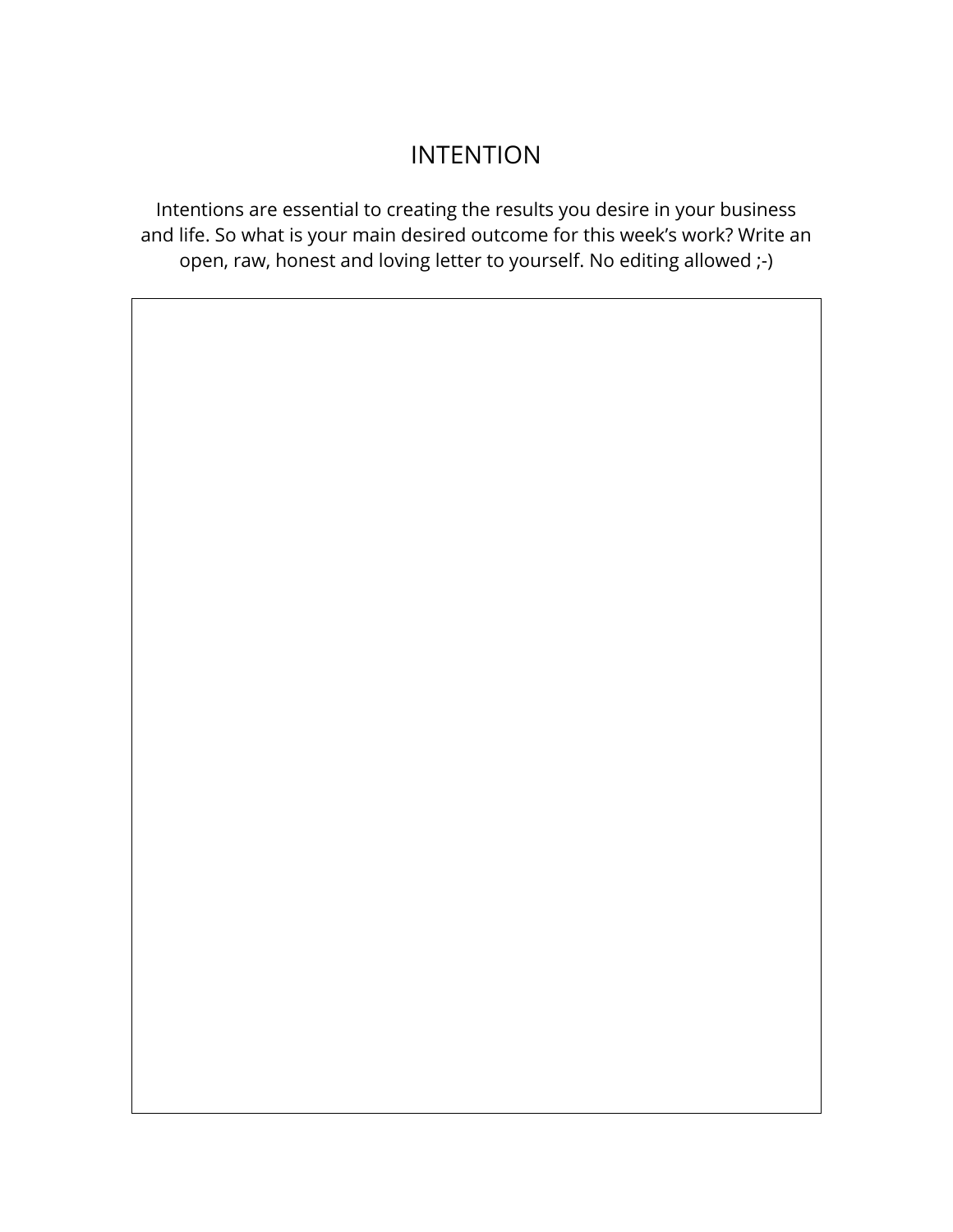# INTENTION

Intentions are essential to creating the results you desire in your business and life. So what is your main desired outcome for this week's work? Write an open, raw, honest and loving letter to yourself. No editing allowed ;-)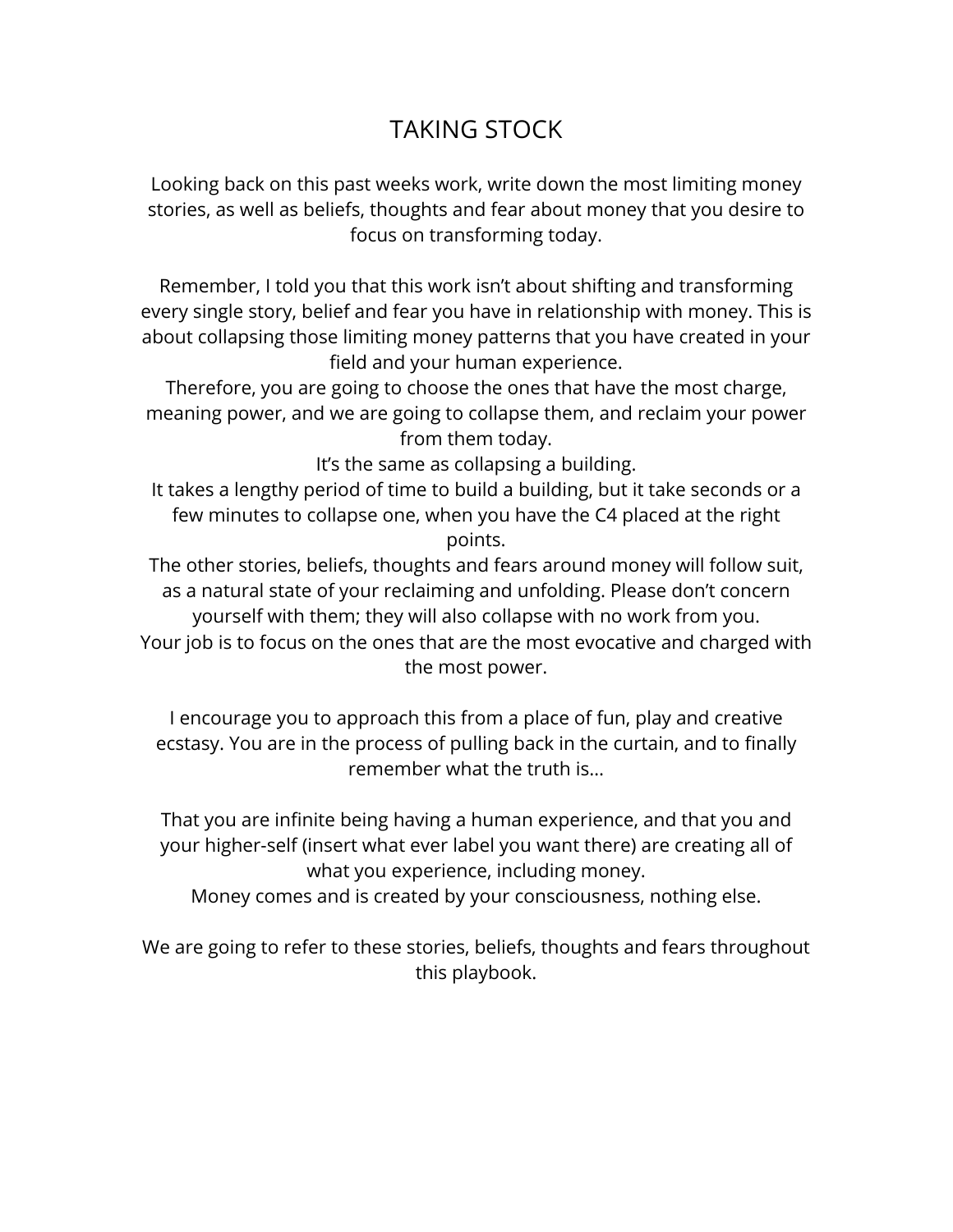# TAKING STOCK

Looking back on this past weeks work, write down the most limiting money stories, as well as beliefs, thoughts and fear about money that you desire to focus on transforming today.

Remember, I told you that this work isn't about shifting and transforming every single story, belief and fear you have in relationship with money. This is about collapsing those limiting money patterns that you have created in your field and your human experience.
Therefore, you are going to choose the ones that have the most charge, meaning power, and we are going to collapse them, and reclaim your power from them today.
It's the same as collapsing a building.
It takes a lengthy period of time to build a building, but it take seconds or a few minutes to collapse one, when you have the C4 placed at the right points.
The other stories, beliefs, thoughts and fears around money will follow suit, as a natural state of your reclaiming and unfolding. Please don't concern yourself with them; they will also collapse with no work from you.
Your job is to focus on the ones that are the most evocative and charged with the most power.

I encourage you to approach this from a place of fun, play and creative ecstasy. You are in the process of pulling back in the curtain, and to finally remember what the truth is...

That you are infinite being having a human experience, and that you and your higher-self (insert what ever label you want there) are creating all of what you experience, including money.
Money comes and is created by your consciousness, nothing else.

We are going to refer to these stories, beliefs, thoughts and fears throughout this playbook.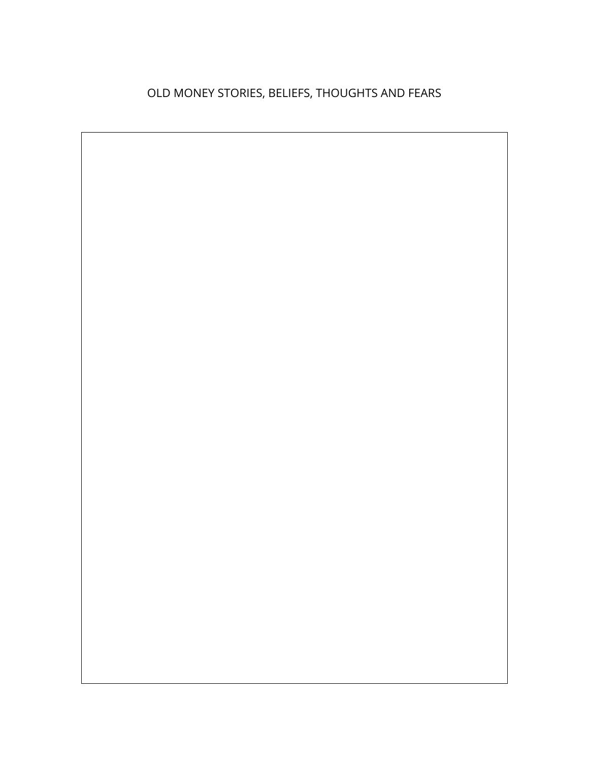# OLD MONEY STORIES, BELIEFS, THOUGHTS AND FEARS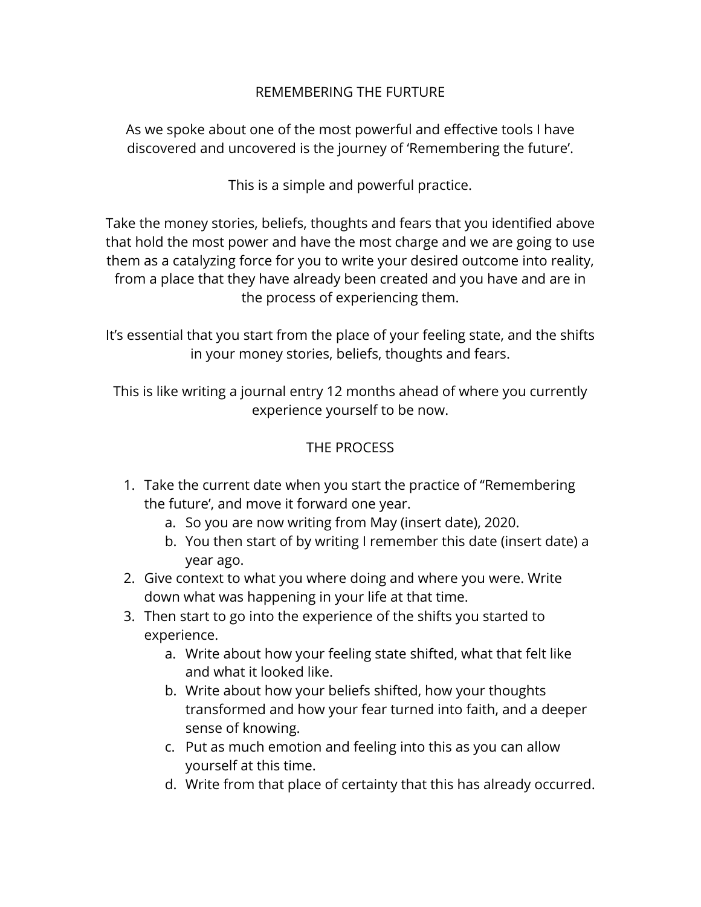# REMEMBERING THE FURTURE

As we spoke about one of the most powerful and effective tools I have discovered and uncovered is the journey of 'Remembering the future'.

This is a simple and powerful practice.

Take the money stories, beliefs, thoughts and fears that you identified above that hold the most power and have the most charge and we are going to use them as a catalyzing force for you to write your desired outcome into reality, from a place that they have already been created and you have and are in the process of experiencing them.

It's essential that you start from the place of your feeling state, and the shifts in your money stories, beliefs, thoughts and fears.

This is like writing a journal entry 12 months ahead of where you currently experience yourself to be now.

## THE PROCESS

1. Take the current date when you start the practice of "Remembering the future', and move it forward one year.
   a. So you are now writing from May (insert date), 2020.
   b. You then start of by writing I remember this date (insert date) a year ago.
2. Give context to what you where doing and where you were. Write down what was happening in your life at that time.
3. Then start to go into the experience of the shifts you started to experience.
   a. Write about how your feeling state shifted, what that felt like and what it looked like.
   b. Write about how your beliefs shifted, how your thoughts transformed and how your fear turned into faith, and a deeper sense of knowing.
   c. Put as much emotion and feeling into this as you can allow yourself at this time.
   d. Write from that place of certainty that this has already occurred.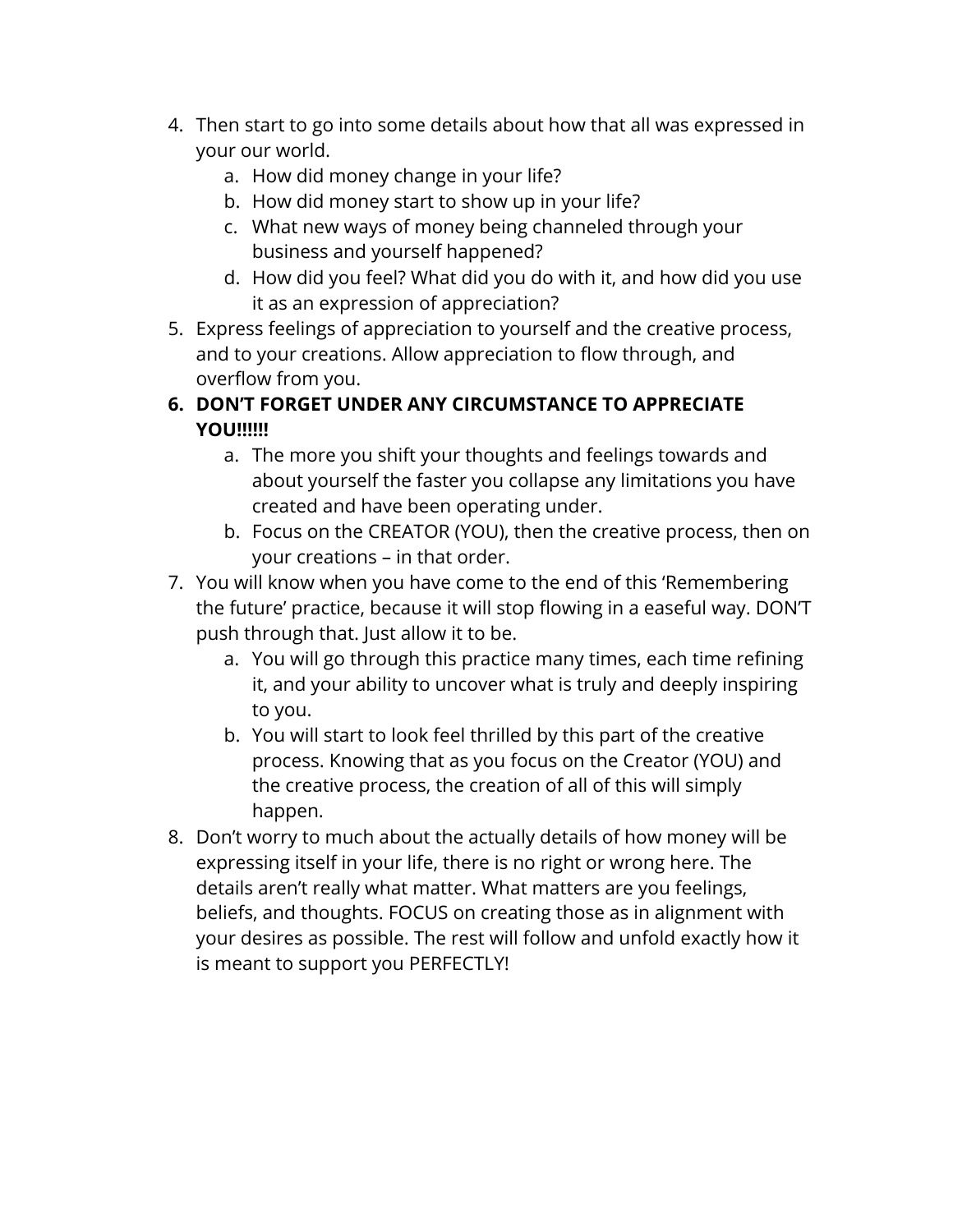4. Then start to go into some details about how that all was expressed in your our world.
    a. How did money change in your life?
    b. How did money start to show up in your life?
    c. What new ways of money being channeled through your business and yourself happened?
    d. How did you feel? What did you do with it, and how did you use it as an expression of appreciation?
5. Express feelings of appreciation to yourself and the creative process, and to your creations. Allow appreciation to flow through, and overflow from you.
6. **DON'T FORGET UNDER ANY CIRCUMSTANCE TO APPRECIATE YOU!!!!!!**
    a. The more you shift your thoughts and feelings towards and about yourself the faster you collapse any limitations you have created and have been operating under.
    b. Focus on the CREATOR (YOU), then the creative process, then on your creations – in that order.
7. You will know when you have come to the end of this 'Remembering the future' practice, because it will stop flowing in a easeful way. DON'T push through that. Just allow it to be.
    a. You will go through this practice many times, each time refining it, and your ability to uncover what is truly and deeply inspiring to you.
    b. You will start to look feel thrilled by this part of the creative process. Knowing that as you focus on the Creator (YOU) and the creative process, the creation of all of this will simply happen.
8. Don't worry to much about the actually details of how money will be expressing itself in your life, there is no right or wrong here. The details aren't really what matter. What matters are you feelings, beliefs, and thoughts. FOCUS on creating those as in alignment with your desires as possible. The rest will follow and unfold exactly how it is meant to support you PERFECTLY!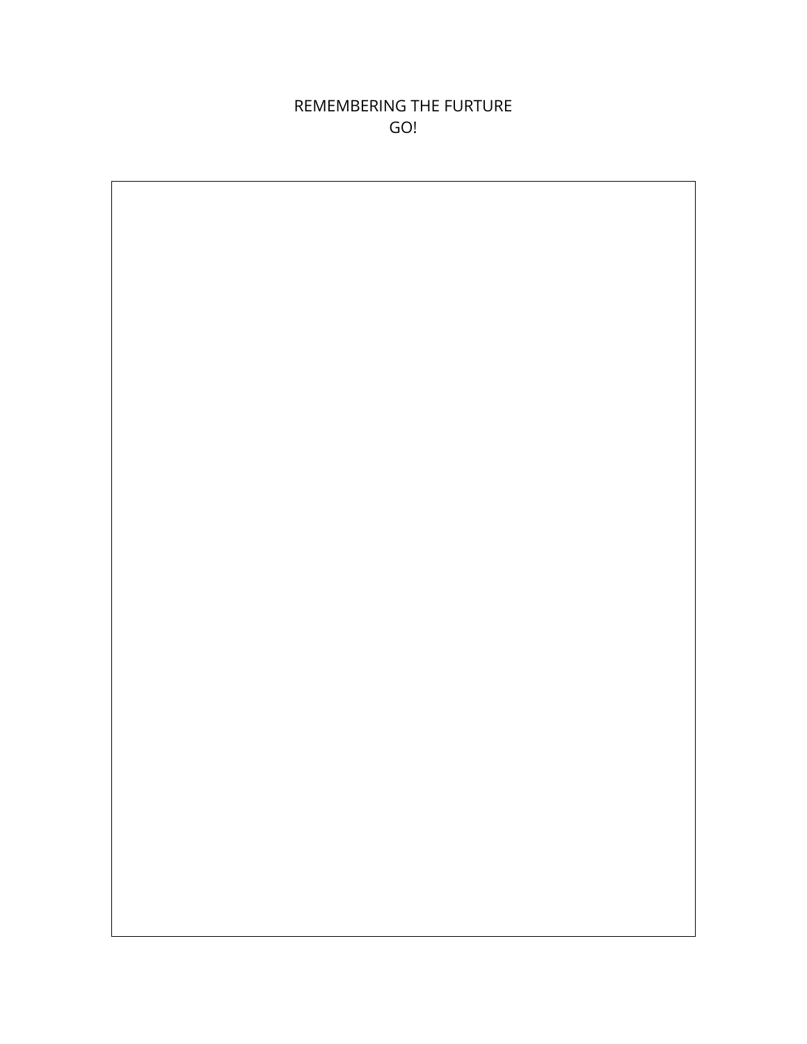REMEMBERING THE FURTURE

GO!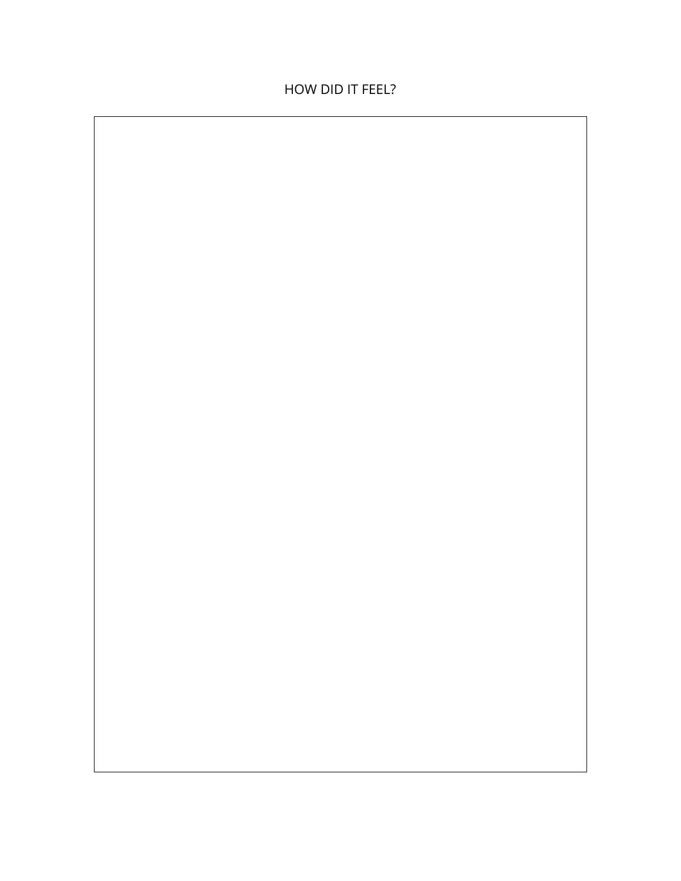HOW DID IT FEEL?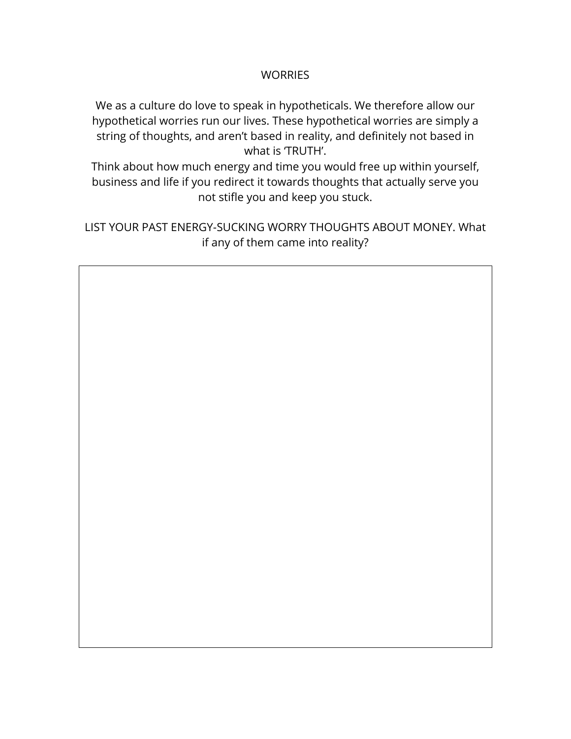# WORRIES

We as a culture do love to speak in hypotheticals. We therefore allow our hypothetical worries run our lives. These hypothetical worries are simply a string of thoughts, and aren't based in reality, and definitely not based in what is 'TRUTH'.
Think about how much energy and time you would free up within yourself, business and life if you redirect it towards thoughts that actually serve you not stifle you and keep you stuck.

LIST YOUR PAST ENERGY-SUCKING WORRY THOUGHTS ABOUT MONEY. What if any of them came into reality?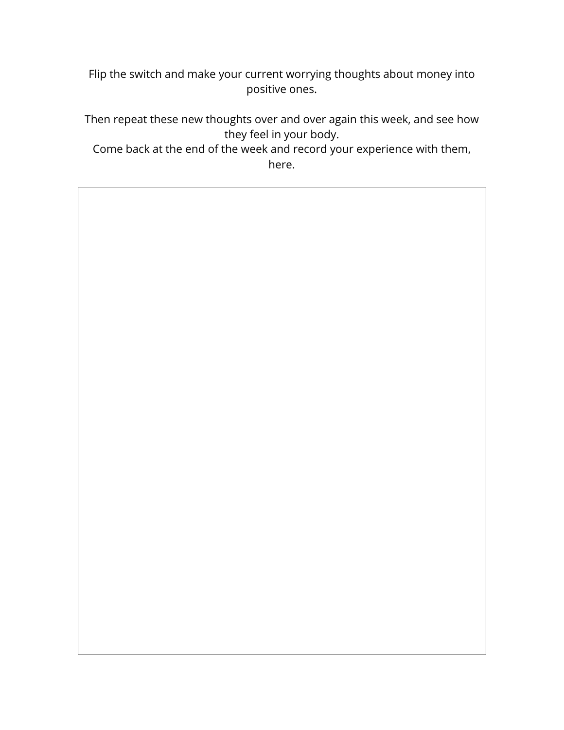Flip the switch and make your current worrying thoughts about money into positive ones.

Then repeat these new thoughts over and over again this week, and see how they feel in your body.
Come back at the end of the week and record your experience with them, here.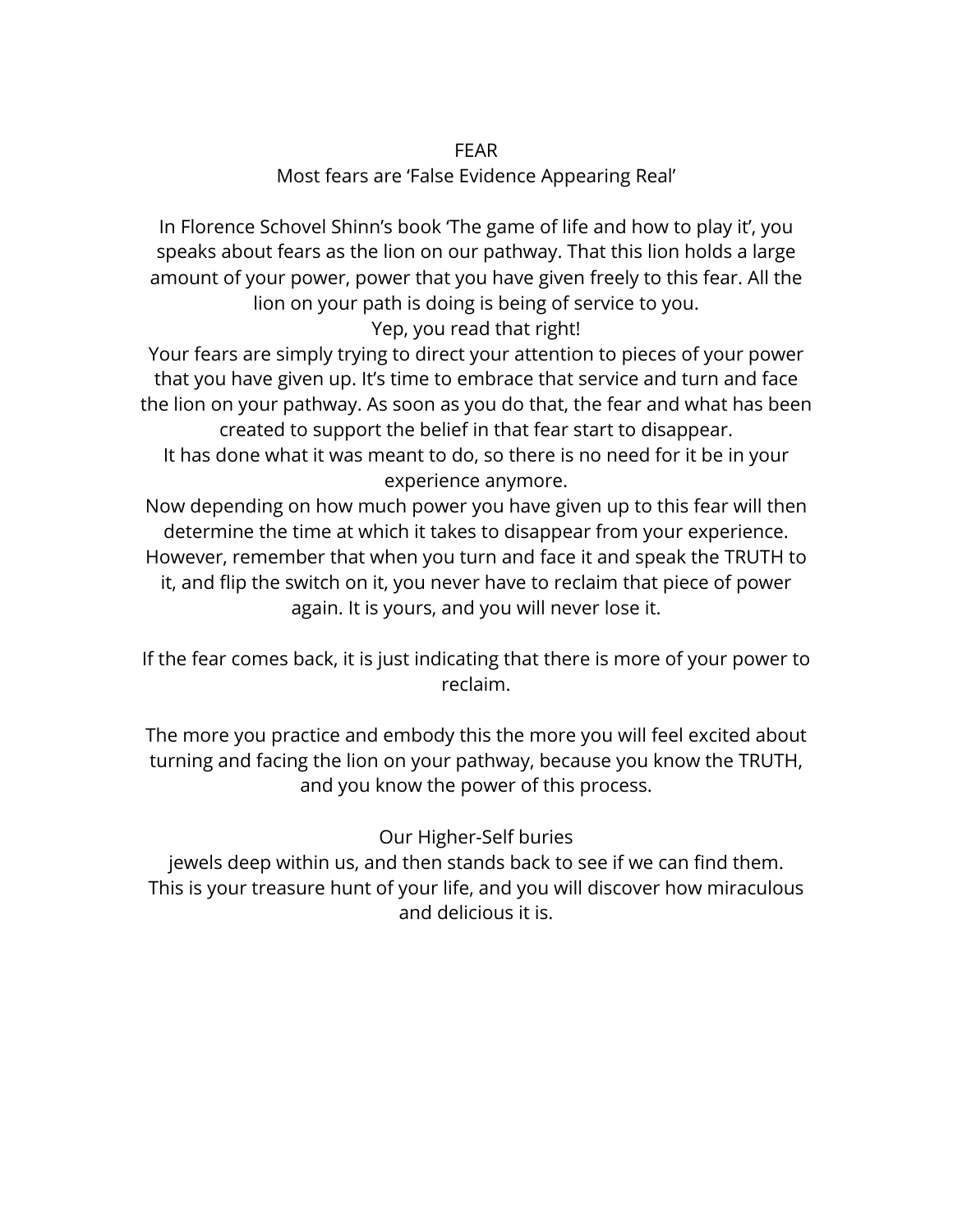# FEAR

Most fears are 'False Evidence Appearing Real'

In Florence Schovel Shinn's book 'The game of life and how to play it', you speaks about fears as the lion on our pathway. That this lion holds a large amount of your power, power that you have given freely to this fear. All the lion on your path is doing is being of service to you.
Yep, you read that right!
Your fears are simply trying to direct your attention to pieces of your power that you have given up. It's time to embrace that service and turn and face the lion on your pathway. As soon as you do that, the fear and what has been created to support the belief in that fear start to disappear.
It has done what it was meant to do, so there is no need for it be in your experience anymore.
Now depending on how much power you have given up to this fear will then determine the time at which it takes to disappear from your experience. However, remember that when you turn and face it and speak the TRUTH to it, and flip the switch on it, you never have to reclaim that piece of power again. It is yours, and you will never lose it.

If the fear comes back, it is just indicating that there is more of your power to reclaim.

The more you practice and embody this the more you will feel excited about turning and facing the lion on your pathway, because you know the TRUTH, and you know the power of this process.

Our Higher-Self buries
jewels deep within us, and then stands back to see if we can find them.
This is your treasure hunt of your life, and you will discover how miraculous and delicious it is.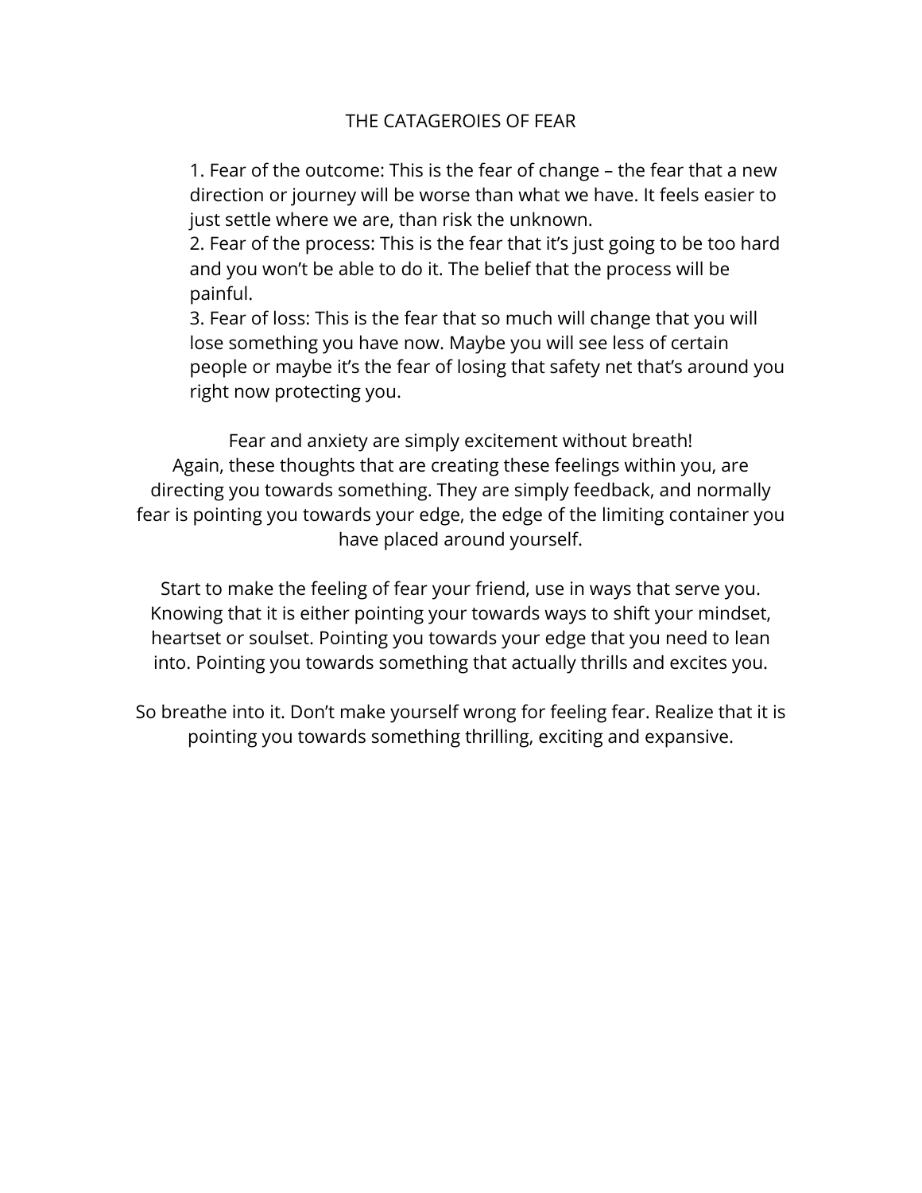# THE CATAGEROIES OF FEAR

1. Fear of the outcome: This is the fear of change – the fear that a new direction or journey will be worse than what we have. It feels easier to just settle where we are, than risk the unknown.
2. Fear of the process: This is the fear that it's just going to be too hard and you won't be able to do it. The belief that the process will be painful.
3. Fear of loss: This is the fear that so much will change that you will lose something you have now. Maybe you will see less of certain people or maybe it's the fear of losing that safety net that's around you right now protecting you.

Fear and anxiety are simply excitement without breath!
Again, these thoughts that are creating these feelings within you, are directing you towards something. They are simply feedback, and normally fear is pointing you towards your edge, the edge of the limiting container you have placed around yourself.

Start to make the feeling of fear your friend, use in ways that serve you. Knowing that it is either pointing your towards ways to shift your mindset, heartset or soulset. Pointing you towards your edge that you need to lean into. Pointing you towards something that actually thrills and excites you.

So breathe into it. Don't make yourself wrong for feeling fear. Realize that it is pointing you towards something thrilling, exciting and expansive.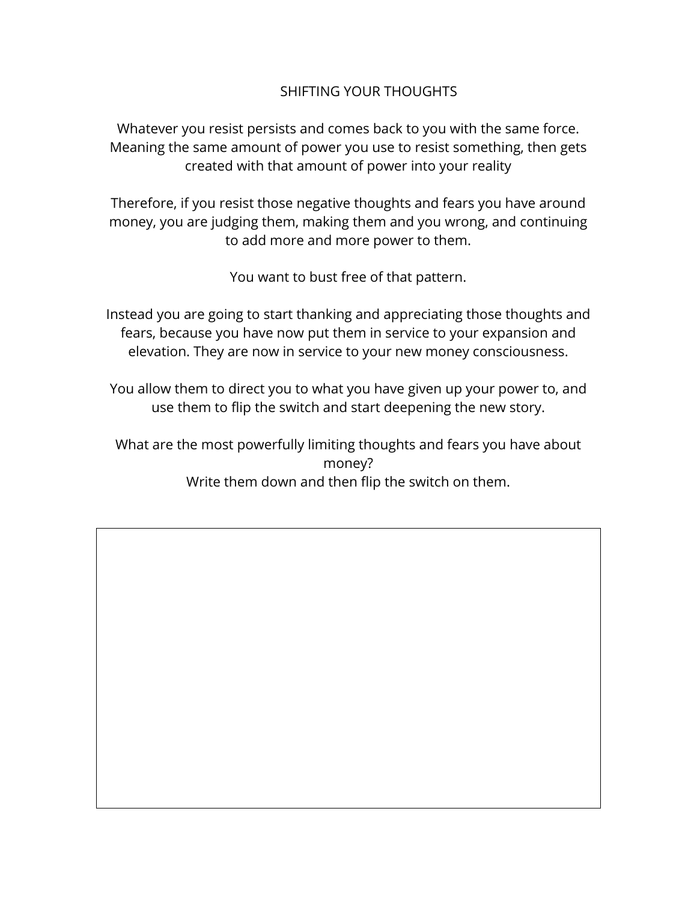# SHIFTING YOUR THOUGHTS

Whatever you resist persists and comes back to you with the same force. Meaning the same amount of power you use to resist something, then gets created with that amount of power into your reality

Therefore, if you resist those negative thoughts and fears you have around money, you are judging them, making them and you wrong, and continuing to add more and more power to them.

You want to bust free of that pattern.

Instead you are going to start thanking and appreciating those thoughts and fears, because you have now put them in service to your expansion and elevation. They are now in service to your new money consciousness.

You allow them to direct you to what you have given up your power to, and use them to flip the switch and start deepening the new story.

What are the most powerfully limiting thoughts and fears you have about money?
Write them down and then flip the switch on them.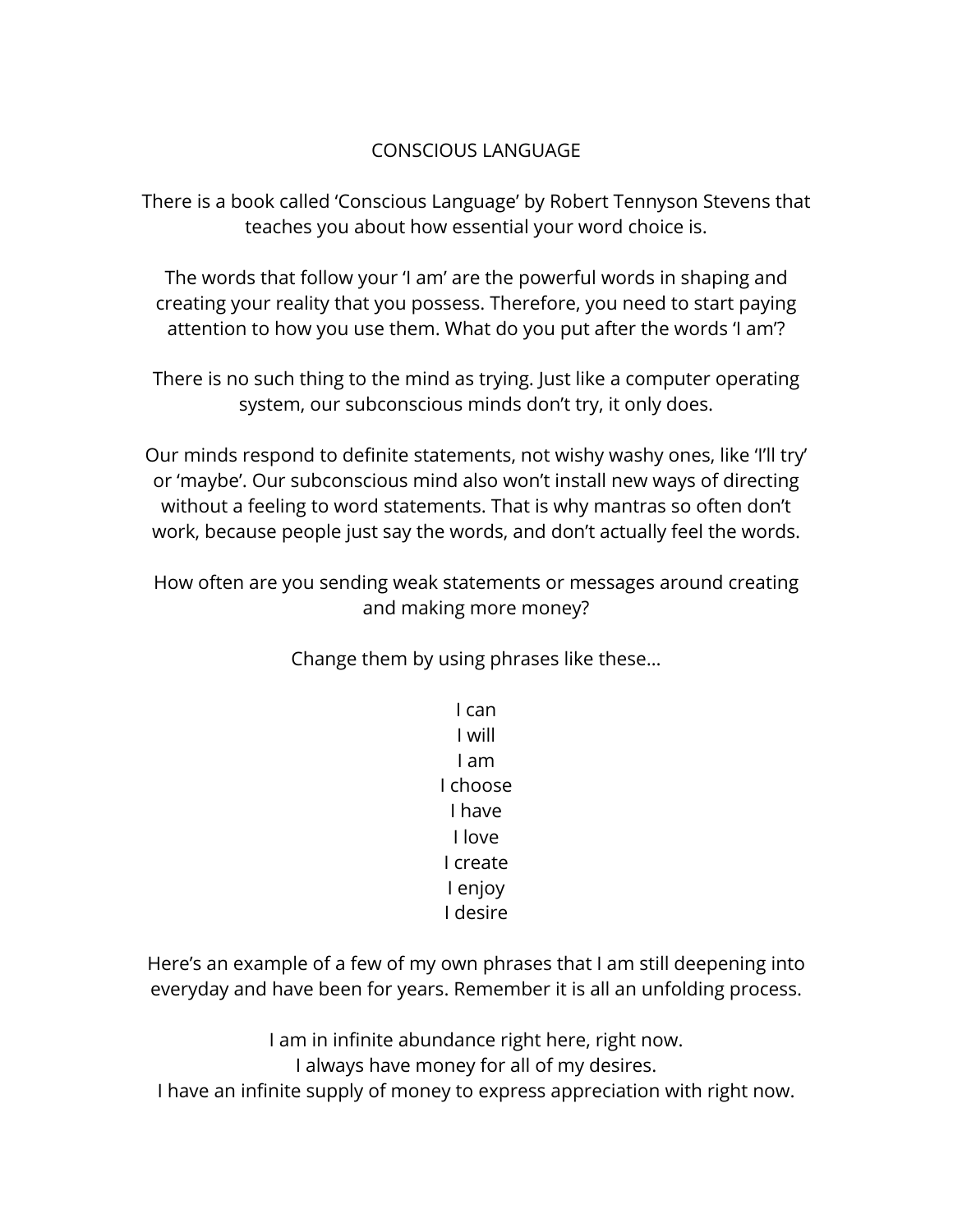# CONSCIOUS LANGUAGE

There is a book called 'Conscious Language' by Robert Tennyson Stevens that teaches you about how essential your word choice is.

The words that follow your 'I am' are the powerful words in shaping and creating your reality that you possess. Therefore, you need to start paying attention to how you use them. What do you put after the words 'I am'?

There is no such thing to the mind as trying. Just like a computer operating system, our subconscious minds don't try, it only does.

Our minds respond to definite statements, not wishy washy ones, like 'I'll try' or 'maybe'. Our subconscious mind also won't install new ways of directing without a feeling to word statements. That is why mantras so often don't work, because people just say the words, and don't actually feel the words.

How often are you sending weak statements or messages around creating and making more money?

Change them by using phrases like these…

I can  
I will  
I am  
I choose  
I have  
I love  
I create  
I enjoy  
I desire

Here's an example of a few of my own phrases that I am still deepening into everyday and have been for years. Remember it is all an unfolding process.

I am in infinite abundance right here, right now.  
I always have money for all of my desires.  
I have an infinite supply of money to express appreciation with right now.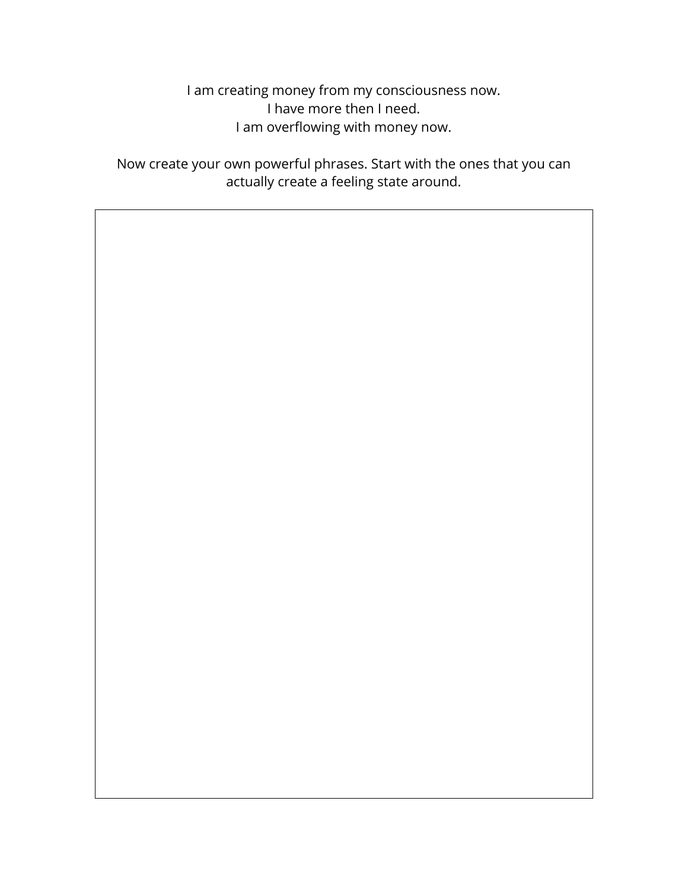I am creating money from my consciousness now.
I have more then I need.
I am overflowing with money now.

Now create your own powerful phrases. Start with the ones that you can actually create a feeling state around.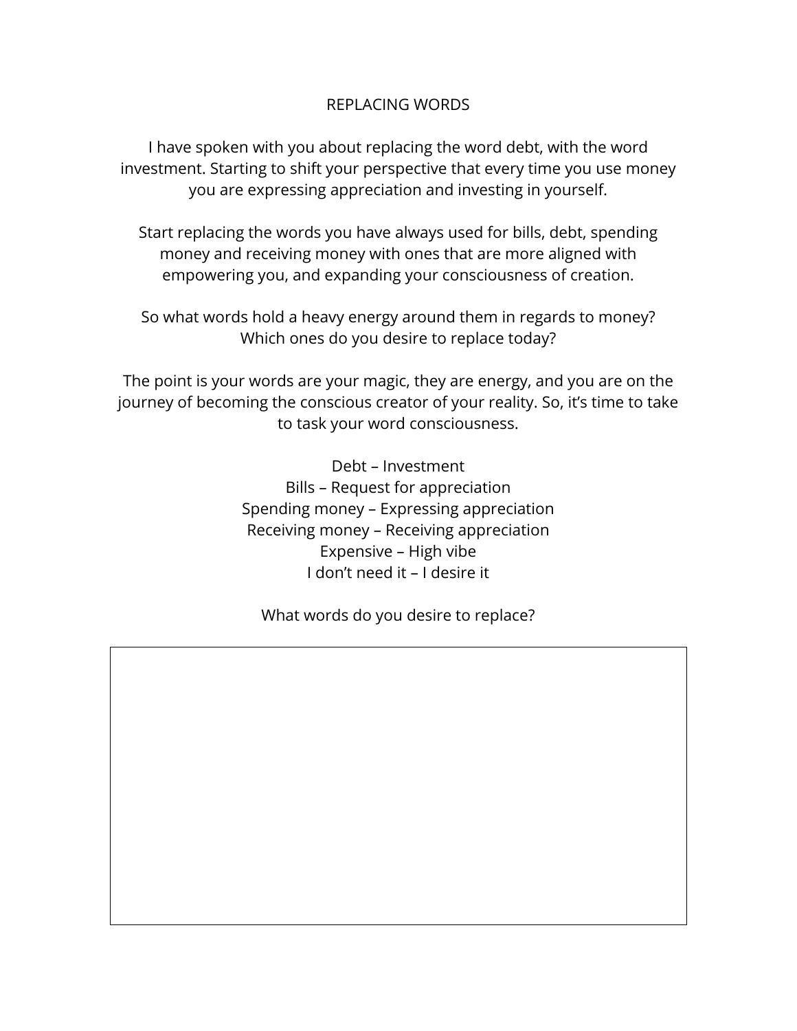# REPLACING WORDS

I have spoken with you about replacing the word debt, with the word investment. Starting to shift your perspective that every time you use money you are expressing appreciation and investing in yourself.

Start replacing the words you have always used for bills, debt, spending money and receiving money with ones that are more aligned with empowering you, and expanding your consciousness of creation.

So what words hold a heavy energy around them in regards to money? Which ones do you desire to replace today?

The point is your words are your magic, they are energy, and you are on the journey of becoming the conscious creator of your reality. So, it's time to take to task your word consciousness.

Debt – Investment
Bills – Request for appreciation
Spending money – Expressing appreciation
Receiving money – Receiving appreciation
Expensive – High vibe
I don't need it – I desire it

What words do you desire to replace?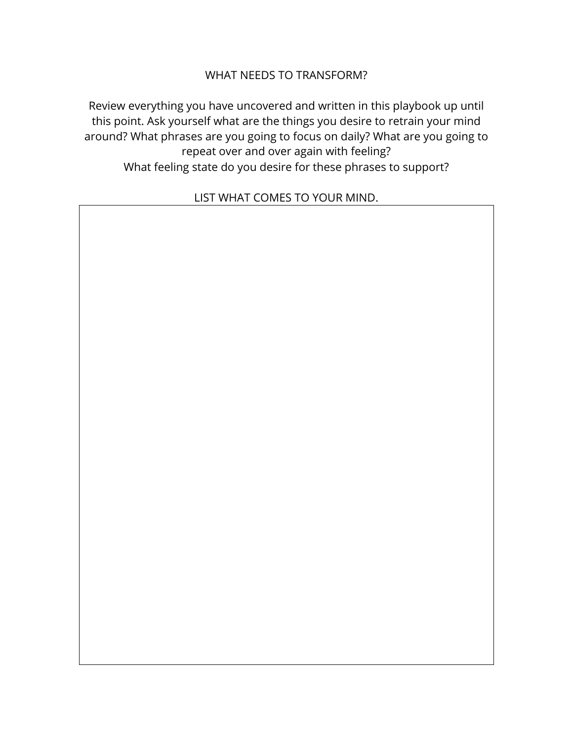# WHAT NEEDS TO TRANSFORM?

Review everything you have uncovered and written in this playbook up until this point. Ask yourself what are the things you desire to retrain your mind around? What phrases are you going to focus on daily? What are you going to repeat over and over again with feeling?

What feeling state do you desire for these phrases to support?

LIST WHAT COMES TO YOUR MIND.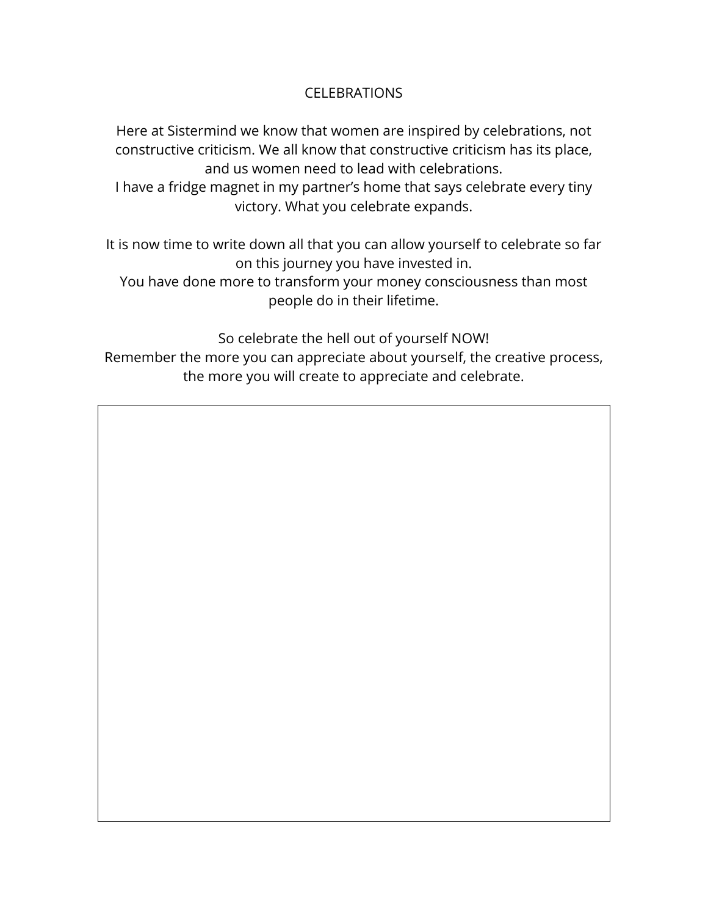# CELEBRATIONS

Here at Sistermind we know that women are inspired by celebrations, not constructive criticism. We all know that constructive criticism has its place, and us women need to lead with celebrations.
I have a fridge magnet in my partner's home that says celebrate every tiny victory. What you celebrate expands.

It is now time to write down all that you can allow yourself to celebrate so far on this journey you have invested in.
You have done more to transform your money consciousness than most people do in their lifetime.

So celebrate the hell out of yourself NOW!
Remember the more you can appreciate about yourself, the creative process, the more you will create to appreciate and celebrate.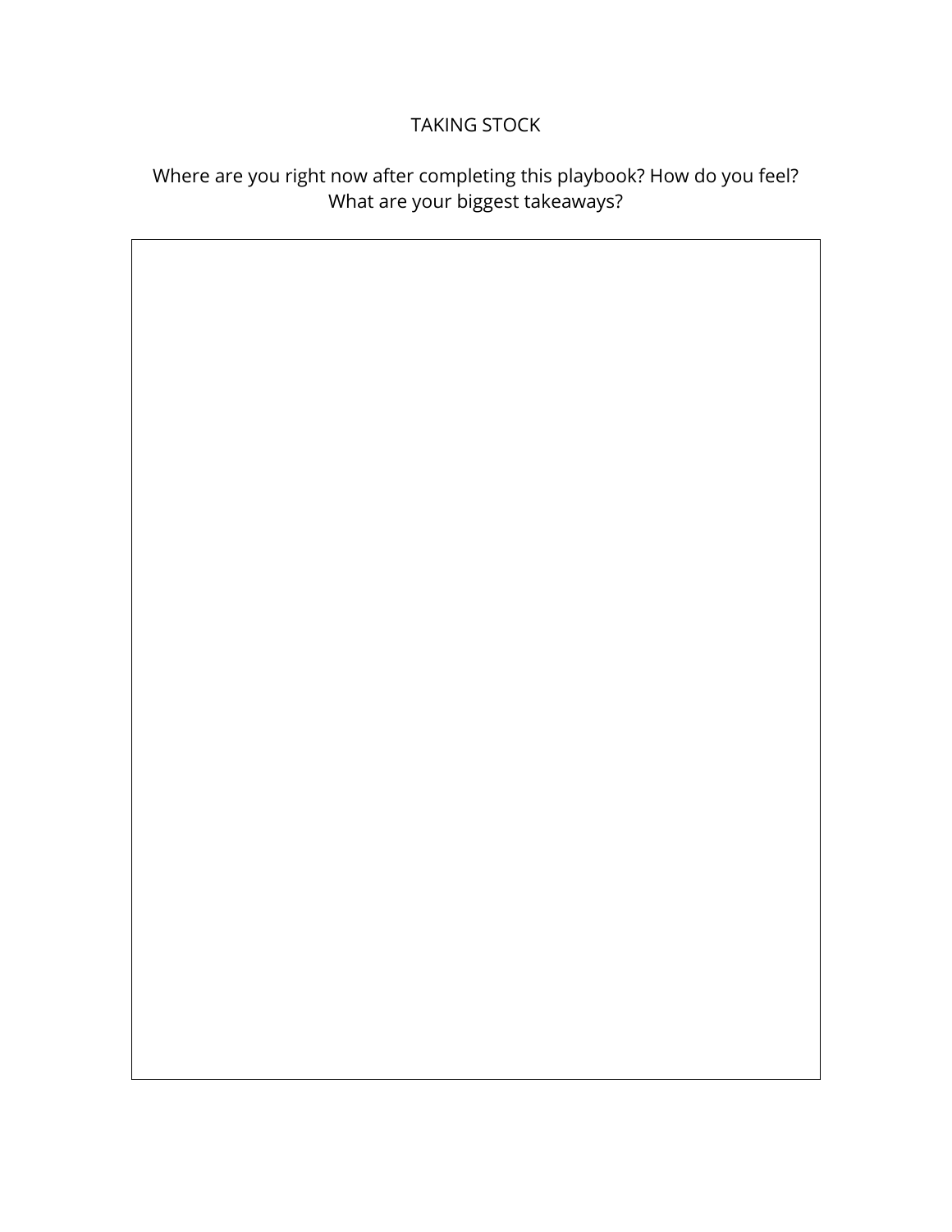# TAKING STOCK

Where are you right now after completing this playbook? How do you feel? What are your biggest takeaways?